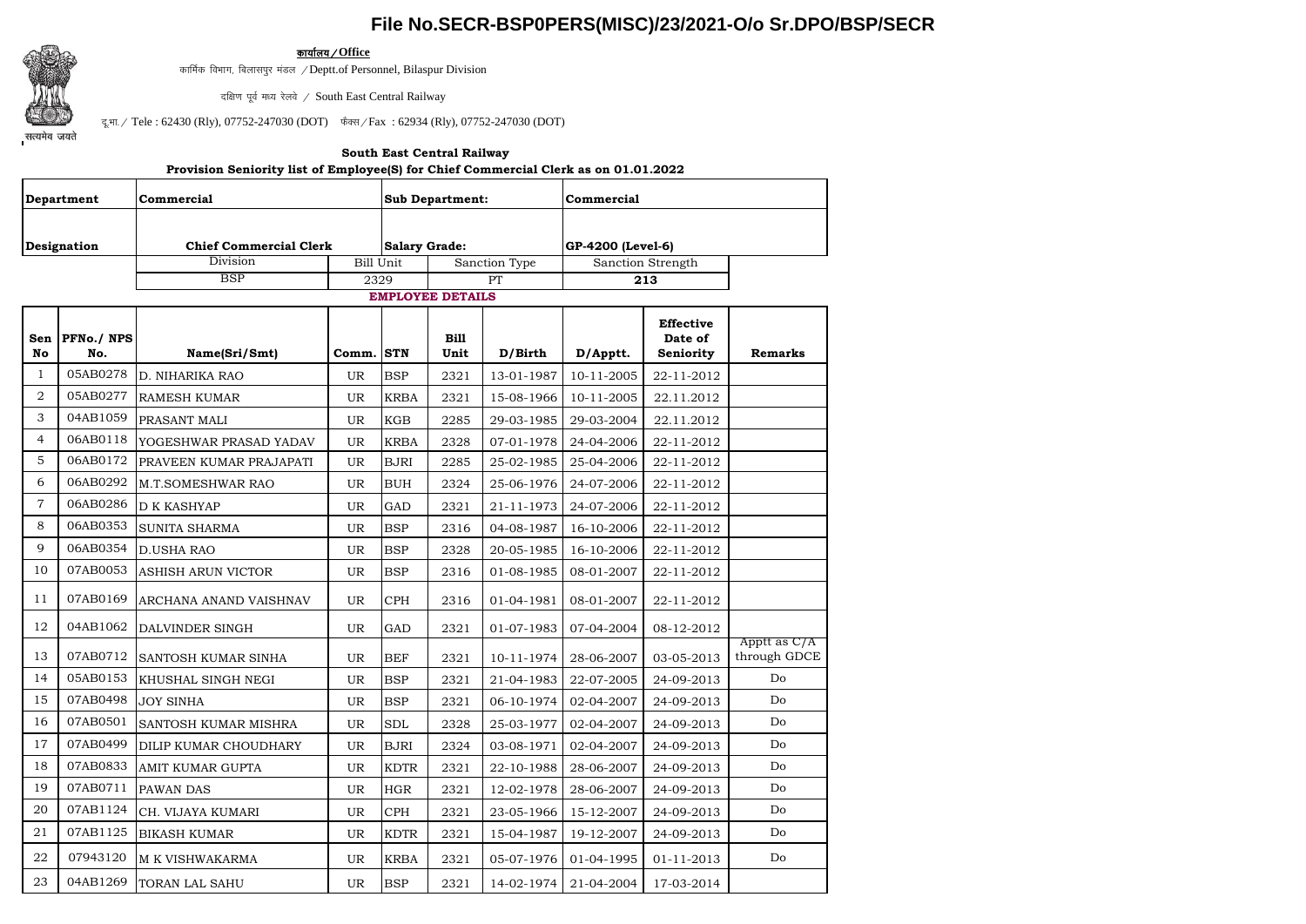# File No.SECR-BSP0PERS(MISC)/23/2021-O/o Sr.DPO/BSP/SECR

**कार्यालय / Office**

कार्मिक विभाग, बिलासपुर मंडल / Deptt.of Personnel, Bilaspur Division

दक्षिण पूर्व मध्य रेलवे / South East Central Railway

दू.भा. / Tele : 62430 (Rly), 07752-247030 (DOT) फैक्स / Fax : 62934 (Rly), 07752-247030 (DOT)

सत्यमेव जयते

**South East Central Railway**

**Provision Seniority list of Employee(S) for Chief Commercial Clerk as on 01.01.2022**

| **Department** | **Commercial** | | **Sub Department:** | | **Commercial** |
|---|---|---|---|---|---|
| **Designation** | **Chief Commercial Clerk** | | **Salary Grade:** | | **GP-4200 (Level-6)** |
| | Division | Bill Unit | | Sanction Type | Sanction Strength |
| | BSP | 2329 | | PT | **213** |

**EMPLOYEE DETAILS**

| Sen No | PFNo./ NPS No. | Name(Sri/Smt) | Comm. | STN | Bill Unit | D/Birth | D/Apptt. | Effective Date of Seniority | Remarks |
|---|---|---|---|---|---|---|---|---|---|
| 1 | 05AB0278 | D. NIHARIKA RAO | UR | BSP | 2321 | 13-01-1987 | 10-11-2005 | 22-11-2012 | |
| 2 | 05AB0277 | RAMESH KUMAR | UR | KRBA | 2321 | 15-08-1966 | 10-11-2005 | 22.11.2012 | |
| 3 | 04AB1059 | PRASANT MALI | UR | KGB | 2285 | 29-03-1985 | 29-03-2004 | 22.11.2012 | |
| 4 | 06AB0118 | YOGESHWAR PRASAD YADAV | UR | KRBA | 2328 | 07-01-1978 | 24-04-2006 | 22-11-2012 | |
| 5 | 06AB0172 | PRAVEEN KUMAR PRAJAPATI | UR | BJRI | 2285 | 25-02-1985 | 25-04-2006 | 22-11-2012 | |
| 6 | 06AB0292 | M.T.SOMESHWAR RAO | UR | BUH | 2324 | 25-06-1976 | 24-07-2006 | 22-11-2012 | |
| 7 | 06AB0286 | D K KASHYAP | UR | GAD | 2321 | 21-11-1973 | 24-07-2006 | 22-11-2012 | |
| 8 | 06AB0353 | SUNITA SHARMA | UR | BSP | 2316 | 04-08-1987 | 16-10-2006 | 22-11-2012 | |
| 9 | 06AB0354 | D.USHA RAO | UR | BSP | 2328 | 20-05-1985 | 16-10-2006 | 22-11-2012 | |
| 10 | 07AB0053 | ASHISH ARUN VICTOR | UR | BSP | 2316 | 01-08-1985 | 08-01-2007 | 22-11-2012 | |
| 11 | 07AB0169 | ARCHANA ANAND VAISHNAV | UR | CPH | 2316 | 01-04-1981 | 08-01-2007 | 22-11-2012 | |
| 12 | 04AB1062 | DALVINDER SINGH | UR | GAD | 2321 | 01-07-1983 | 07-04-2004 | 08-12-2012 | |
| 13 | 07AB0712 | SANTOSH KUMAR SINHA | UR | BEF | 2321 | 10-11-1974 | 28-06-2007 | 03-05-2013 | Apptt as C/A through GDCE |
| 14 | 05AB0153 | KHUSHAL SINGH NEGI | UR | BSP | 2321 | 21-04-1983 | 22-07-2005 | 24-09-2013 | Do |
| 15 | 07AB0498 | JOY SINHA | UR | BSP | 2321 | 06-10-1974 | 02-04-2007 | 24-09-2013 | Do |
| 16 | 07AB0501 | SANTOSH KUMAR MISHRA | UR | SDL | 2328 | 25-03-1977 | 02-04-2007 | 24-09-2013 | Do |
| 17 | 07AB0499 | DILIP KUMAR CHOUDHARY | UR | BJRI | 2324 | 03-08-1971 | 02-04-2007 | 24-09-2013 | Do |
| 18 | 07AB0833 | AMIT KUMAR GUPTA | UR | KDTR | 2321 | 22-10-1988 | 28-06-2007 | 24-09-2013 | Do |
| 19 | 07AB0711 | PAWAN DAS | UR | HGR | 2321 | 12-02-1978 | 28-06-2007 | 24-09-2013 | Do |
| 20 | 07AB1124 | CH. VIJAYA KUMARI | UR | CPH | 2321 | 23-05-1966 | 15-12-2007 | 24-09-2013 | Do |
| 21 | 07AB1125 | BIKASH KUMAR | UR | KDTR | 2321 | 15-04-1987 | 19-12-2007 | 24-09-2013 | Do |
| 22 | 07943120 | M K VISHWAKARMA | UR | KRBA | 2321 | 05-07-1976 | 01-04-1995 | 01-11-2013 | Do |
| 23 | 04AB1269 | TORAN LAL SAHU | UR | BSP | 2321 | 14-02-1974 | 21-04-2004 | 17-03-2014 | |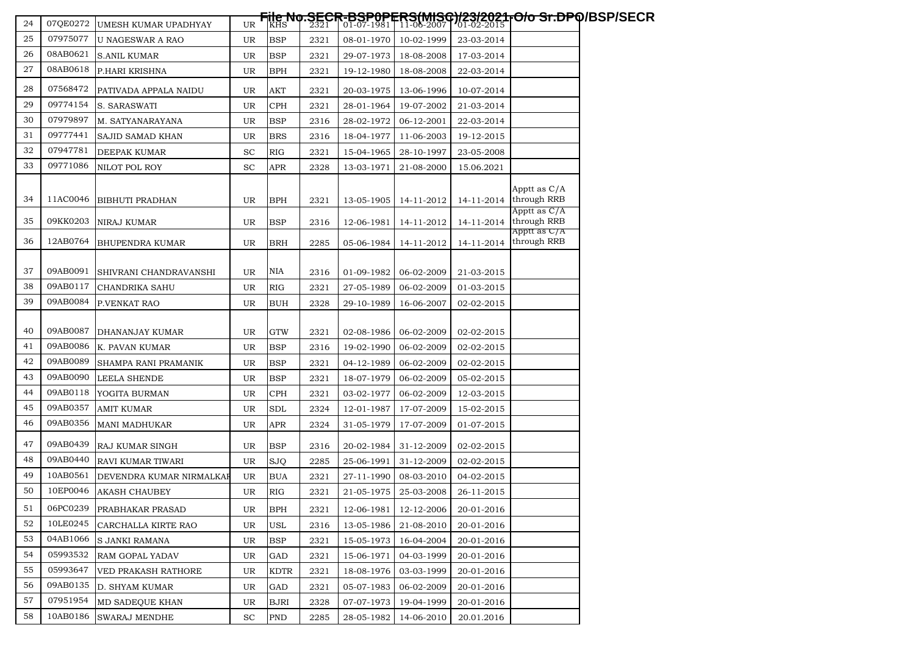File No.SECR-BSP0PERS(MISC)/23/2021-O/o Sr.DPO/BSP/SECR

| 24 | 07QE0272 | UMESH KUMAR UPADHYAY | UR | KHS | 2321 | 01-07-1981 | 11-06-2007 | 01-02-2015 | |
|---|---|---|---|---|---|---|---|---|---|
| 25 | 07975077 | U NAGESWAR A RAO | UR | BSP | 2321 | 08-01-1970 | 10-02-1999 | 23-03-2014 | |
| 26 | 08AB0621 | S.ANIL KUMAR | UR | BSP | 2321 | 29-07-1973 | 18-08-2008 | 17-03-2014 | |
| 27 | 08AB0618 | P.HARI KRISHNA | UR | BPH | 2321 | 19-12-1980 | 18-08-2008 | 22-03-2014 | |
| 28 | 07568472 | PATIVADA APPALA NAIDU | UR | AKT | 2321 | 20-03-1975 | 13-06-1996 | 10-07-2014 | |
| 29 | 09774154 | S. SARASWATI | UR | CPH | 2321 | 28-01-1964 | 19-07-2002 | 21-03-2014 | |
| 30 | 07979897 | M. SATYANARAYANA | UR | BSP | 2316 | 28-02-1972 | 06-12-2001 | 22-03-2014 | |
| 31 | 09777441 | SAJID SAMAD KHAN | UR | BRS | 2316 | 18-04-1977 | 11-06-2003 | 19-12-2015 | |
| 32 | 07947781 | DEEPAK KUMAR | SC | RIG | 2321 | 15-04-1965 | 28-10-1997 | 23-05-2008 | |
| 33 | 09771086 | NILOT POL ROY | SC | APR | 2328 | 13-03-1971 | 21-08-2000 | 15.06.2021 | |
| 34 | 11AC0046 | BIBHUTI PRADHAN | UR | BPH | 2321 | 13-05-1905 | 14-11-2012 | 14-11-2014 | Apptt as C/A through RRB |
| 35 | 09KK0203 | NIRAJ KUMAR | UR | BSP | 2316 | 12-06-1981 | 14-11-2012 | 14-11-2014 | Apptt as C/A through RRB |
| 36 | 12AB0764 | BHUPENDRA KUMAR | UR | BRH | 2285 | 05-06-1984 | 14-11-2012 | 14-11-2014 | Apptt as C/A through RRB |
| 37 | 09AB0091 | SHIVRANI CHANDRAVANSHI | UR | NIA | 2316 | 01-09-1982 | 06-02-2009 | 21-03-2015 | |
| 38 | 09AB0117 | CHANDRIKA SAHU | UR | RIG | 2321 | 27-05-1989 | 06-02-2009 | 01-03-2015 | |
| 39 | 09AB0084 | P.VENKAT RAO | UR | BUH | 2328 | 29-10-1989 | 16-06-2007 | 02-02-2015 | |
| 40 | 09AB0087 | DHANANJAY KUMAR | UR | GTW | 2321 | 02-08-1986 | 06-02-2009 | 02-02-2015 | |
| 41 | 09AB0086 | K. PAVAN KUMAR | UR | BSP | 2316 | 19-02-1990 | 06-02-2009 | 02-02-2015 | |
| 42 | 09AB0089 | SHAMPA RANI PRAMANIK | UR | BSP | 2321 | 04-12-1989 | 06-02-2009 | 02-02-2015 | |
| 43 | 09AB0090 | LEELA SHENDE | UR | BSP | 2321 | 18-07-1979 | 06-02-2009 | 05-02-2015 | |
| 44 | 09AB0118 | YOGITA BURMAN | UR | CPH | 2321 | 03-02-1977 | 06-02-2009 | 12-03-2015 | |
| 45 | 09AB0357 | AMIT KUMAR | UR | SDL | 2324 | 12-01-1987 | 17-07-2009 | 15-02-2015 | |
| 46 | 09AB0356 | MANI MADHUKAR | UR | APR | 2324 | 31-05-1979 | 17-07-2009 | 01-07-2015 | |
| 47 | 09AB0439 | RAJ KUMAR SINGH | UR | BSP | 2316 | 20-02-1984 | 31-12-2009 | 02-02-2015 | |
| 48 | 09AB0440 | RAVI KUMAR TIWARI | UR | SJQ | 2285 | 25-06-1991 | 31-12-2009 | 02-02-2015 | |
| 49 | 10AB0561 | DEVENDRA KUMAR NIRMALKAR | UR | BUA | 2321 | 27-11-1990 | 08-03-2010 | 04-02-2015 | |
| 50 | 10EP0046 | AKASH CHAUBEY | UR | RIG | 2321 | 21-05-1975 | 25-03-2008 | 26-11-2015 | |
| 51 | 06PC0239 | PRABHAKAR PRASAD | UR | BPH | 2321 | 12-06-1981 | 12-12-2006 | 20-01-2016 | |
| 52 | 10LE0245 | CARCHALLA KIRTE RAO | UR | USL | 2316 | 13-05-1986 | 21-08-2010 | 20-01-2016 | |
| 53 | 04AB1066 | S JANKI RAMANA | UR | BSP | 2321 | 15-05-1973 | 16-04-2004 | 20-01-2016 | |
| 54 | 05993532 | RAM GOPAL YADAV | UR | GAD | 2321 | 15-06-1971 | 04-03-1999 | 20-01-2016 | |
| 55 | 05993647 | VED PRAKASH RATHORE | UR | KDTR | 2321 | 18-08-1976 | 03-03-1999 | 20-01-2016 | |
| 56 | 09AB0135 | D. SHYAM KUMAR | UR | GAD | 2321 | 05-07-1983 | 06-02-2009 | 20-01-2016 | |
| 57 | 07951954 | MD SADEQUE KHAN | UR | BJRI | 2328 | 07-07-1973 | 19-04-1999 | 20-01-2016 | |
| 58 | 10AB0186 | SWARAJ MENDHE | SC | PND | 2285 | 28-05-1982 | 14-06-2010 | 20.01.2016 | |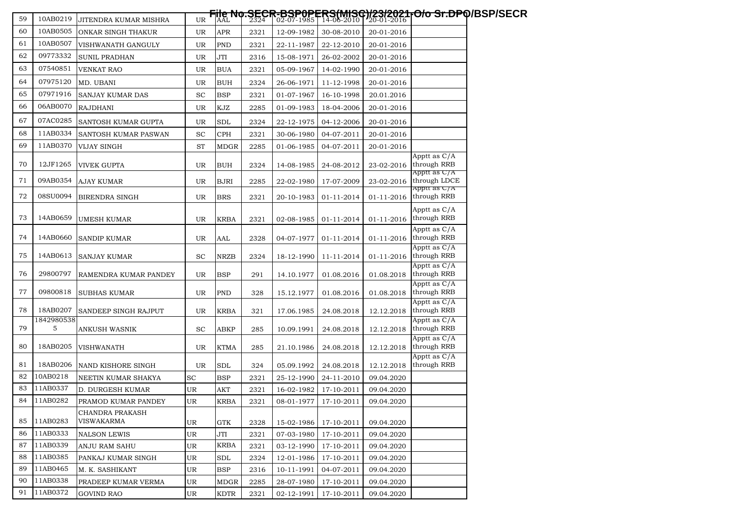File No.SECR-BSP0PERS(MISC)/23/2021-O/o Sr.DPO/BSP/SECR

| 59 | 10AB0219 | JITENDRA KUMAR MISHRA | UR | AAL | 2324 | 02-07-1985 | 14-06-2010 | 20-01-2016 | |
|---|---|---|---|---|---|---|---|---|---|
| 60 | 10AB0505 | ONKAR SINGH THAKUR | UR | APR | 2321 | 12-09-1982 | 30-08-2010 | 20-01-2016 | |
| 61 | 10AB0507 | VISHWANATH GANGULY | UR | PND | 2321 | 22-11-1987 | 22-12-2010 | 20-01-2016 | |
| 62 | 09773332 | SUNIL PRADHAN | UR | JTI | 2316 | 15-08-1971 | 26-02-2002 | 20-01-2016 | |
| 63 | 07540851 | VENKAT RAO | UR | BUA | 2321 | 05-09-1967 | 14-02-1990 | 20-01-2016 | |
| 64 | 07975120 | MD. UBANI | UR | BUH | 2324 | 26-06-1971 | 11-12-1998 | 20-01-2016 | |
| 65 | 07971916 | SANJAY KUMAR DAS | SC | BSP | 2321 | 01-07-1967 | 16-10-1998 | 20.01.2016 | |
| 66 | 06AB0070 | RAJDHANI | UR | KJZ | 2285 | 01-09-1983 | 18-04-2006 | 20-01-2016 | |
| 67 | 07AC0285 | SANTOSH KUMAR GUPTA | UR | SDL | 2324 | 22-12-1975 | 04-12-2006 | 20-01-2016 | |
| 68 | 11AB0334 | SANTOSH KUMAR PASWAN | SC | CPH | 2321 | 30-06-1980 | 04-07-2011 | 20-01-2016 | |
| 69 | 11AB0370 | VIJAY SINGH | ST | MDGR | 2285 | 01-06-1985 | 04-07-2011 | 20-01-2016 | |
| 70 | 12JF1265 | VIVEK GUPTA | UR | BUH | 2324 | 14-08-1985 | 24-08-2012 | 23-02-2016 | Apptt as C/A through RRB |
| 71 | 09AB0354 | AJAY KUMAR | UR | BJRI | 2285 | 22-02-1980 | 17-07-2009 | 23-02-2016 | Apptt as C/A through LDCE |
| 72 | 08SU0094 | BIRENDRA SINGH | UR | BRS | 2321 | 20-10-1983 | 01-11-2014 | 01-11-2016 | Apptt as C/A through RRB |
| 73 | 14AB0659 | UMESH KUMAR | UR | KRBA | 2321 | 02-08-1985 | 01-11-2014 | 01-11-2016 | Apptt as C/A through RRB |
| 74 | 14AB0660 | SANDIP KUMAR | UR | AAL | 2328 | 04-07-1977 | 01-11-2014 | 01-11-2016 | Apptt as C/A through RRB |
| 75 | 14AB0613 | SANJAY KUMAR | SC | NRZB | 2324 | 18-12-1990 | 11-11-2014 | 01-11-2016 | Apptt as C/A through RRB |
| 76 | 29800797 | RAMENDRA KUMAR PANDEY | UR | BSP | 291 | 14.10.1977 | 01.08.2016 | 01.08.2018 | Apptt as C/A through RRB |
| 77 | 09800818 | SUBHAS KUMAR | UR | PND | 328 | 15.12.1977 | 01.08.2016 | 01.08.2018 | Apptt as C/A through RRB |
| 78 | 18AB0207 | SANDEEP SINGH RAJPUT | UR | KRBA | 321 | 17.06.1985 | 24.08.2018 | 12.12.2018 | Apptt as C/A through RRB |
| 79 | 18429805385 | ANKUSH WASNIK | SC | ABKP | 285 | 10.09.1991 | 24.08.2018 | 12.12.2018 | Apptt as C/A through RRB |
| 80 | 18AB0205 | VISHWANATH | UR | KTMA | 285 | 21.10.1986 | 24.08.2018 | 12.12.2018 | Apptt as C/A through RRB |
| 81 | 18AB0206 | NAND KISHORE SINGH | UR | SDL | 324 | 05.09.1992 | 24.08.2018 | 12.12.2018 | Apptt as C/A through RRB |
| 82 | 10AB0218 | NEETIN KUMAR SHAKYA | SC | BSP | 2321 | 25-12-1990 | 24-11-2010 | 09.04.2020 | |
| 83 | 11AB0337 | D. DURGESH KUMAR | UR | AKT | 2321 | 16-02-1982 | 17-10-2011 | 09.04.2020 | |
| 84 | 11AB0282 | PRAMOD KUMAR PANDEY | UR | KRBA | 2321 | 08-01-1977 | 17-10-2011 | 09.04.2020 | |
| 85 | 11AB0283 | CHANDRA PRAKASH VISWAKARMA | UR | GTK | 2328 | 15-02-1986 | 17-10-2011 | 09.04.2020 | |
| 86 | 11AB0333 | NALSON LEWIS | UR | JTI | 2321 | 07-03-1980 | 17-10-2011 | 09.04.2020 | |
| 87 | 11AB0339 | ANJU RAM SAHU | UR | KRBA | 2321 | 03-12-1990 | 17-10-2011 | 09.04.2020 | |
| 88 | 11AB0385 | PANKAJ KUMAR SINGH | UR | SDL | 2324 | 12-01-1986 | 17-10-2011 | 09.04.2020 | |
| 89 | 11AB0465 | M. K. SASHIKANT | UR | BSP | 2316 | 10-11-1991 | 04-07-2011 | 09.04.2020 | |
| 90 | 11AB0338 | PRADEEP KUMAR VERMA | UR | MDGR | 2285 | 28-07-1980 | 17-10-2011 | 09.04.2020 | |
| 91 | 11AB0372 | GOVIND RAO | UR | KDTR | 2321 | 02-12-1991 | 17-10-2011 | 09.04.2020 | |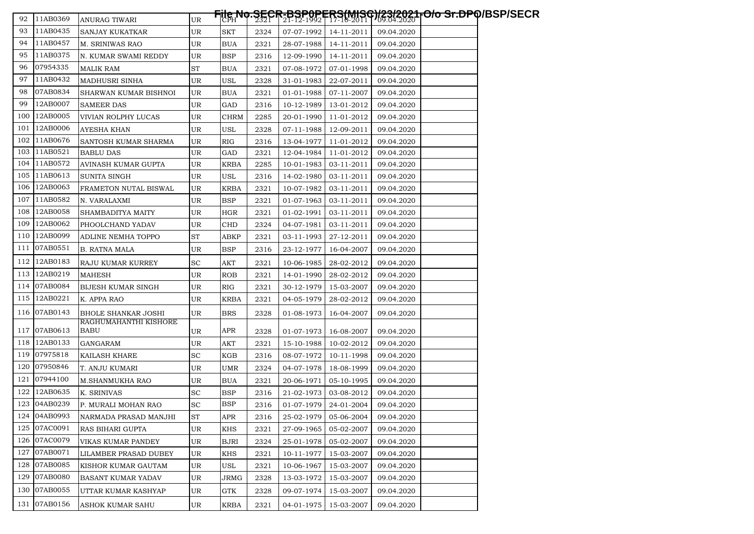File No.SECR-BSP0PERS(MISC)/23/2021-O/o Sr.DPO/BSP/SECR

| 92 | 11AB0369 | ANURAG TIWARI | UR | CPH | 2321 | 21-12-1992 | 17-10-2011 | 09.04.2020 | |
|---|---|---|---|---|---|---|---|---|---|
| 93 | 11AB0435 | SANJAY KUKATKAR | UR | SKT | 2324 | 07-07-1992 | 14-11-2011 | 09.04.2020 | |
| 94 | 11AB0457 | M. SRINIWAS RAO | UR | BUA | 2321 | 28-07-1988 | 14-11-2011 | 09.04.2020 | |
| 95 | 11AB0375 | N. KUMAR SWAMI REDDY | UR | BSP | 2316 | 12-09-1990 | 14-11-2011 | 09.04.2020 | |
| 96 | 07954335 | MALIK RAM | ST | BUA | 2321 | 07-08-1972 | 07-01-1998 | 09.04.2020 | |
| 97 | 11AB0432 | MADHUSRI SINHA | UR | USL | 2328 | 31-01-1983 | 22-07-2011 | 09.04.2020 | |
| 98 | 07AB0834 | SHARWAN KUMAR BISHNOI | UR | BUA | 2321 | 01-01-1988 | 07-11-2007 | 09.04.2020 | |
| 99 | 12AB0007 | SAMEER DAS | UR | GAD | 2316 | 10-12-1989 | 13-01-2012 | 09.04.2020 | |
| 100 | 12AB0005 | VIVIAN ROLPHY LUCAS | UR | CHRM | 2285 | 20-01-1990 | 11-01-2012 | 09.04.2020 | |
| 101 | 12AB0006 | AYESHA KHAN | UR | USL | 2328 | 07-11-1988 | 12-09-2011 | 09.04.2020 | |
| 102 | 11AB0676 | SANTOSH KUMAR SHARMA | UR | RIG | 2316 | 13-04-1977 | 11-01-2012 | 09.04.2020 | |
| 103 | 11AB0521 | BABLU DAS | UR | GAD | 2321 | 12-04-1984 | 11-01-2012 | 09.04.2020 | |
| 104 | 11AB0572 | AVINASH KUMAR GUPTA | UR | KRBA | 2285 | 10-01-1983 | 03-11-2011 | 09.04.2020 | |
| 105 | 11AB0613 | SUNITA SINGH | UR | USL | 2316 | 14-02-1980 | 03-11-2011 | 09.04.2020 | |
| 106 | 12AB0063 | FRAMETON NUTAL BISWAL | UR | KRBA | 2321 | 10-07-1982 | 03-11-2011 | 09.04.2020 | |
| 107 | 11AB0582 | N. VARALAXMI | UR | BSP | 2321 | 01-07-1963 | 03-11-2011 | 09.04.2020 | |
| 108 | 12AB0058 | SHAMBADITYA MAITY | UR | HGR | 2321 | 01-02-1991 | 03-11-2011 | 09.04.2020 | |
| 109 | 12AB0062 | PHOOLCHAND YADAV | UR | CHD | 2324 | 04-07-1981 | 03-11-2011 | 09.04.2020 | |
| 110 | 12AB0099 | ADLINE NEMHA TOPPO | ST | ABKP | 2321 | 03-11-1993 | 27-12-2011 | 09.04.2020 | |
| 111 | 07AB0551 | B. RATNA MALA | UR | BSP | 2316 | 23-12-1977 | 16-04-2007 | 09.04.2020 | |
| 112 | 12AB0183 | RAJU KUMAR KURREY | SC | AKT | 2321 | 10-06-1985 | 28-02-2012 | 09.04.2020 | |
| 113 | 12AB0219 | MAHESH | UR | ROB | 2321 | 14-01-1990 | 28-02-2012 | 09.04.2020 | |
| 114 | 07AB0084 | BIJESH KUMAR SINGH | UR | RIG | 2321 | 30-12-1979 | 15-03-2007 | 09.04.2020 | |
| 115 | 12AB0221 | K. APPA RAO | UR | KRBA | 2321 | 04-05-1979 | 28-02-2012 | 09.04.2020 | |
| 116 | 07AB0143 | BHOLE SHANKAR JOSHI | UR | BRS | 2328 | 01-08-1973 | 16-04-2007 | 09.04.2020 | |
| 117 | 07AB0613 | RAGHUMAHANTHI KISHORE BABU | UR | APR | 2328 | 01-07-1973 | 16-08-2007 | 09.04.2020 | |
| 118 | 12AB0133 | GANGARAM | UR | AKT | 2321 | 15-10-1988 | 10-02-2012 | 09.04.2020 | |
| 119 | 07975818 | KAILASH KHARE | SC | KGB | 2316 | 08-07-1972 | 10-11-1998 | 09.04.2020 | |
| 120 | 07950846 | T. ANJU KUMARI | UR | UMR | 2324 | 04-07-1978 | 18-08-1999 | 09.04.2020 | |
| 121 | 07944100 | M.SHANMUKHA RAO | UR | BUA | 2321 | 20-06-1971 | 05-10-1995 | 09.04.2020 | |
| 122 | 12AB0635 | K. SRINIVAS | SC | BSP | 2316 | 21-02-1973 | 03-08-2012 | 09.04.2020 | |
| 123 | 04AB0239 | P. MURALI MOHAN RAO | SC | BSP | 2316 | 01-07-1979 | 24-01-2004 | 09.04.2020 | |
| 124 | 04AB0993 | NARMADA PRASAD MANJHI | ST | APR | 2316 | 25-02-1979 | 05-06-2004 | 09.04.2020 | |
| 125 | 07AC0091 | RAS BIHARI GUPTA | UR | KHS | 2321 | 27-09-1965 | 05-02-2007 | 09.04.2020 | |
| 126 | 07AC0079 | VIKAS KUMAR PANDEY | UR | BJRI | 2324 | 25-01-1978 | 05-02-2007 | 09.04.2020 | |
| 127 | 07AB0071 | LILAMBER PRASAD DUBEY | UR | KHS | 2321 | 10-11-1977 | 15-03-2007 | 09.04.2020 | |
| 128 | 07AB0085 | KISHOR KUMAR GAUTAM | UR | USL | 2321 | 10-06-1967 | 15-03-2007 | 09.04.2020 | |
| 129 | 07AB0080 | BASANT KUMAR YADAV | UR | JRMG | 2328 | 13-03-1972 | 15-03-2007 | 09.04.2020 | |
| 130 | 07AB0055 | UTTAR KUMAR KASHYAP | UR | GTK | 2328 | 09-07-1974 | 15-03-2007 | 09.04.2020 | |
| 131 | 07AB0156 | ASHOK KUMAR SAHU | UR | KRBA | 2321 | 04-01-1975 | 15-03-2007 | 09.04.2020 | |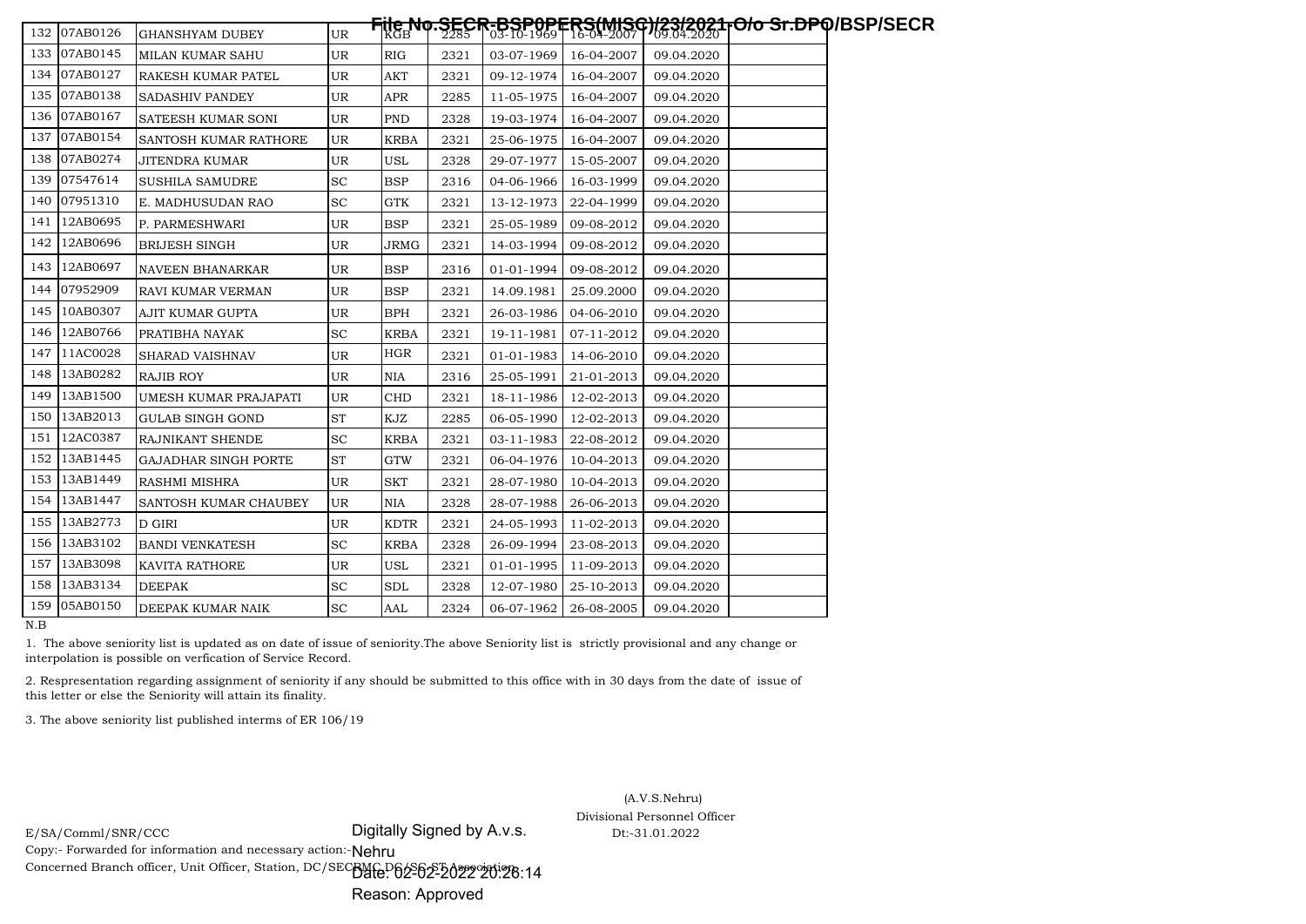File No.SECR-BSP0PERS(MISC)/23/2021-O/o Sr.DPO/BSP/SECR

| | | | | | | | | | |
|---|---|---|---|---|---|---|---|---|---|
| 132 | 07AB0126 | GHANSHYAM DUBEY | UR | KGB | 2285 | 03-10-1969 | 16-04-2007 | 09.04.2020 | |
| 133 | 07AB0145 | MILAN KUMAR SAHU | UR | RIG | 2321 | 03-07-1969 | 16-04-2007 | 09.04.2020 | |
| 134 | 07AB0127 | RAKESH KUMAR PATEL | UR | AKT | 2321 | 09-12-1974 | 16-04-2007 | 09.04.2020 | |
| 135 | 07AB0138 | SADASHIV PANDEY | UR | APR | 2285 | 11-05-1975 | 16-04-2007 | 09.04.2020 | |
| 136 | 07AB0167 | SATEESH KUMAR SONI | UR | PND | 2328 | 19-03-1974 | 16-04-2007 | 09.04.2020 | |
| 137 | 07AB0154 | SANTOSH KUMAR RATHORE | UR | KRBA | 2321 | 25-06-1975 | 16-04-2007 | 09.04.2020 | |
| 138 | 07AB0274 | JITENDRA KUMAR | UR | USL | 2328 | 29-07-1977 | 15-05-2007 | 09.04.2020 | |
| 139 | 07547614 | SUSHILA SAMUDRE | SC | BSP | 2316 | 04-06-1966 | 16-03-1999 | 09.04.2020 | |
| 140 | 07951310 | E. MADHUSUDAN RAO | SC | GTK | 2321 | 13-12-1973 | 22-04-1999 | 09.04.2020 | |
| 141 | 12AB0695 | P. PARMESHWARI | UR | BSP | 2321 | 25-05-1989 | 09-08-2012 | 09.04.2020 | |
| 142 | 12AB0696 | BRIJESH SINGH | UR | JRMG | 2321 | 14-03-1994 | 09-08-2012 | 09.04.2020 | |
| 143 | 12AB0697 | NAVEEN BHANARKAR | UR | BSP | 2316 | 01-01-1994 | 09-08-2012 | 09.04.2020 | |
| 144 | 07952909 | RAVI KUMAR VERMAN | UR | BSP | 2321 | 14.09.1981 | 25.09.2000 | 09.04.2020 | |
| 145 | 10AB0307 | AJIT KUMAR GUPTA | UR | BPH | 2321 | 26-03-1986 | 04-06-2010 | 09.04.2020 | |
| 146 | 12AB0766 | PRATIBHA NAYAK | SC | KRBA | 2321 | 19-11-1981 | 07-11-2012 | 09.04.2020 | |
| 147 | 11AC0028 | SHARAD VAISHNAV | UR | HGR | 2321 | 01-01-1983 | 14-06-2010 | 09.04.2020 | |
| 148 | 13AB0282 | RAJIB ROY | UR | NIA | 2316 | 25-05-1991 | 21-01-2013 | 09.04.2020 | |
| 149 | 13AB1500 | UMESH KUMAR PRAJAPATI | UR | CHD | 2321 | 18-11-1986 | 12-02-2013 | 09.04.2020 | |
| 150 | 13AB2013 | GULAB SINGH GOND | ST | KJZ | 2285 | 06-05-1990 | 12-02-2013 | 09.04.2020 | |
| 151 | 12AC0387 | RAJNIKANT SHENDE | SC | KRBA | 2321 | 03-11-1983 | 22-08-2012 | 09.04.2020 | |
| 152 | 13AB1445 | GAJADHAR SINGH PORTE | ST | GTW | 2321 | 06-04-1976 | 10-04-2013 | 09.04.2020 | |
| 153 | 13AB1449 | RASHMI MISHRA | UR | SKT | 2321 | 28-07-1980 | 10-04-2013 | 09.04.2020 | |
| 154 | 13AB1447 | SANTOSH KUMAR CHAUBEY | UR | NIA | 2328 | 28-07-1988 | 26-06-2013 | 09.04.2020 | |
| 155 | 13AB2773 | D GIRI | UR | KDTR | 2321 | 24-05-1993 | 11-02-2013 | 09.04.2020 | |
| 156 | 13AB3102 | BANDI VENKATESH | SC | KRBA | 2328 | 26-09-1994 | 23-08-2013 | 09.04.2020 | |
| 157 | 13AB3098 | KAVITA RATHORE | UR | USL | 2321 | 01-01-1995 | 11-09-2013 | 09.04.2020 | |
| 158 | 13AB3134 | DEEPAK | SC | SDL | 2328 | 12-07-1980 | 25-10-2013 | 09.04.2020 | |
| 159 | 05AB0150 | DEEPAK KUMAR NAIK | SC | AAL | 2324 | 06-07-1962 | 26-08-2005 | 09.04.2020 | |

N.B

1. The above seniority list is updated as on date of issue of seniority.The above Seniority list is strictly provisional and any change or interpolation is possible on verfication of Service Record.

2. Respresentation regarding assignment of seniority if any should be submitted to this office with in 30 days from the date of issue of this letter or else the Seniority will attain its finality.

3. The above seniority list published interms of ER 106/19

(A.V.S.Nehru)
Divisional Personnel Officer
Dt:-31.01.2022

Digitally Signed by A.v.s. Nehru
Date: 02-02-2022 20:26:14
Reason: Approved

E/SA/Comml/SNR/CCC

Copy:- Forwarded for information and necessary action:-

Concerned Branch officer, Unit Officer, Station, DC/SECRMC,DC/SC-ST Association